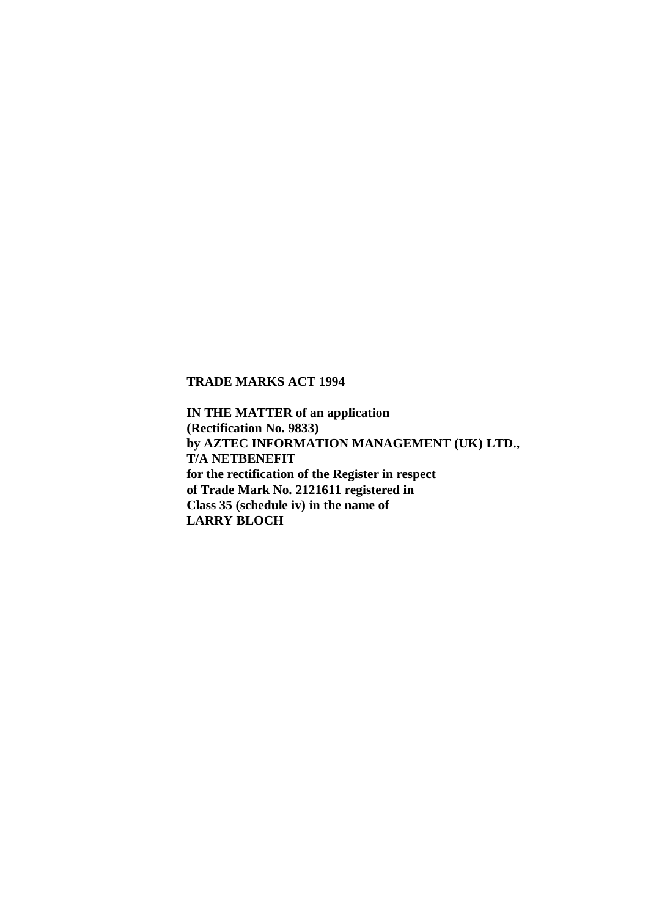**TRADE MARKS ACT 1994**

**IN THE MATTER of an application (Rectification No. 9833) by AZTEC INFORMATION MANAGEMENT (UK) LTD., T/A NETBENEFIT for the rectification of the Register in respect of Trade Mark No. 2121611 registered in Class 35 (schedule iv) in the name of LARRY BLOCH**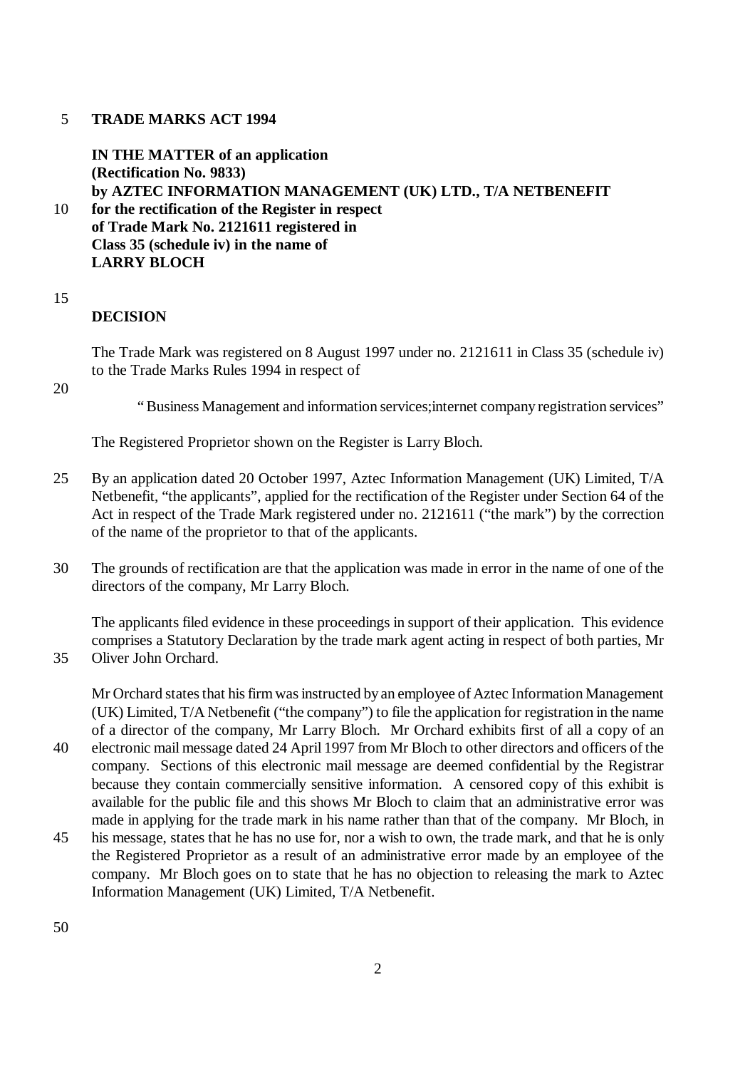**TRADE MARKS ACT 1994**

**IN THE MATTER of an application (Rectification No. 9833) by AZTEC INFORMATION MANAGEMENT (UK) LTD., T/A NETBENEFIT for the rectification of the Register in respect of Trade Mark No. 2121611 registered in Class 35 (schedule iv) in the name of LARRY BLOCH**

## DECISION

The Trade Mark was registered on 8 August 1997 under no. 2121611 in Class 35 (schedule iv) to the Trade Marks Rules 1994 in respect of

> " Business Management and information services;internet company registration services"

The Registered Proprietor shown on the Register is Larry Bloch.

By an application dated 20 October 1997, Aztec Information Management (UK) Limited, T/A Netbenefit, "the applicants", applied for the rectification of the Register under Section 64 of the Act in respect of the Trade Mark registered under no. 2121611 ("the mark") by the correction of the name of the proprietor to that of the applicants.

The grounds of rectification are that the application was made in error in the name of one of the directors of the company, Mr Larry Bloch.

The applicants filed evidence in these proceedings in support of their application. This evidence comprises a Statutory Declaration by the trade mark agent acting in respect of both parties, Mr Oliver John Orchard.

Mr Orchard states that his firm was instructed by an employee of Aztec Information Management (UK) Limited, T/A Netbenefit ("the company") to file the application for registration in the name of a director of the company, Mr Larry Bloch. Mr Orchard exhibits first of all a copy of an electronic mail message dated 24 April 1997 from Mr Bloch to other directors and officers of the company. Sections of this electronic mail message are deemed confidential by the Registrar because they contain commercially sensitive information. A censored copy of this exhibit is available for the public file and this shows Mr Bloch to claim that an administrative error was made in applying for the trade mark in his name rather than that of the company. Mr Bloch, in his message, states that he has no use for, nor a wish to own, the trade mark, and that he is only the Registered Proprietor as a result of an administrative error made by an employee of the company. Mr Bloch goes on to state that he has no objection to releasing the mark to Aztec Information Management (UK) Limited, T/A Netbenefit.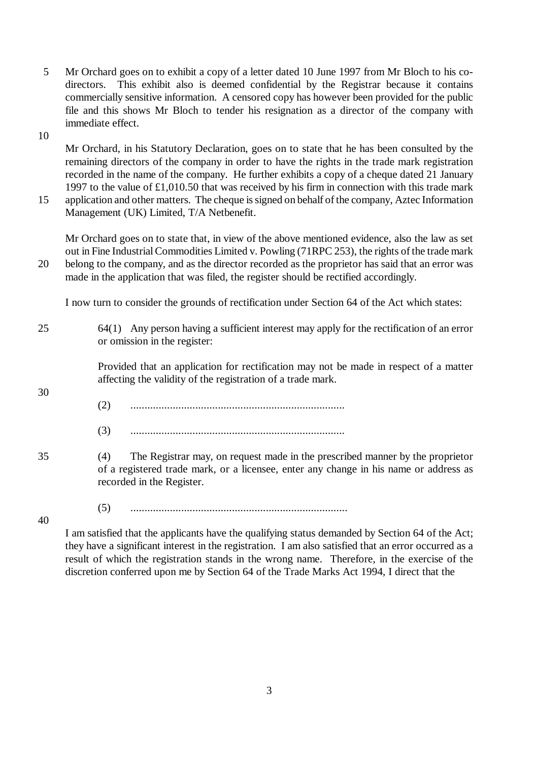Mr Orchard goes on to exhibit a copy of a letter dated 10 June 1997 from Mr Bloch to his co-directors. This exhibit also is deemed confidential by the Registrar because it contains commercially sensitive information. A censored copy has however been provided for the public file and this shows Mr Bloch to tender his resignation as a director of the company with immediate effect.

Mr Orchard, in his Statutory Declaration, goes on to state that he has been consulted by the remaining directors of the company in order to have the rights in the trade mark registration recorded in the name of the company. He further exhibits a copy of a cheque dated 21 January 1997 to the value of £1,010.50 that was received by his firm in connection with this trade mark application and other matters. The cheque is signed on behalf of the company, Aztec Information Management (UK) Limited, T/A Netbenefit.

Mr Orchard goes on to state that, in view of the above mentioned evidence, also the law as set out in Fine Industrial Commodities Limited v. Powling (71RPC 253), the rights of the trade mark belong to the company, and as the director recorded as the proprietor has said that an error was made in the application that was filed, the register should be rectified accordingly.

I now turn to consider the grounds of rectification under Section 64 of the Act which states:

> 64(1) Any person having a sufficient interest may apply for the rectification of an error or omission in the register:
>
> Provided that an application for rectification may not be made in respect of a matter affecting the validity of the registration of a trade mark.
>
> (2) ..........................................................................
>
> (3) ..........................................................................
>
> (4) The Registrar may, on request made in the prescribed manner by the proprietor of a registered trade mark, or a licensee, enter any change in his name or address as recorded in the Register.
>
> (5) ..........................................................................

I am satisfied that the applicants have the qualifying status demanded by Section 64 of the Act; they have a significant interest in the registration. I am also satisfied that an error occurred as a result of which the registration stands in the wrong name. Therefore, in the exercise of the discretion conferred upon me by Section 64 of the Trade Marks Act 1994, I direct that the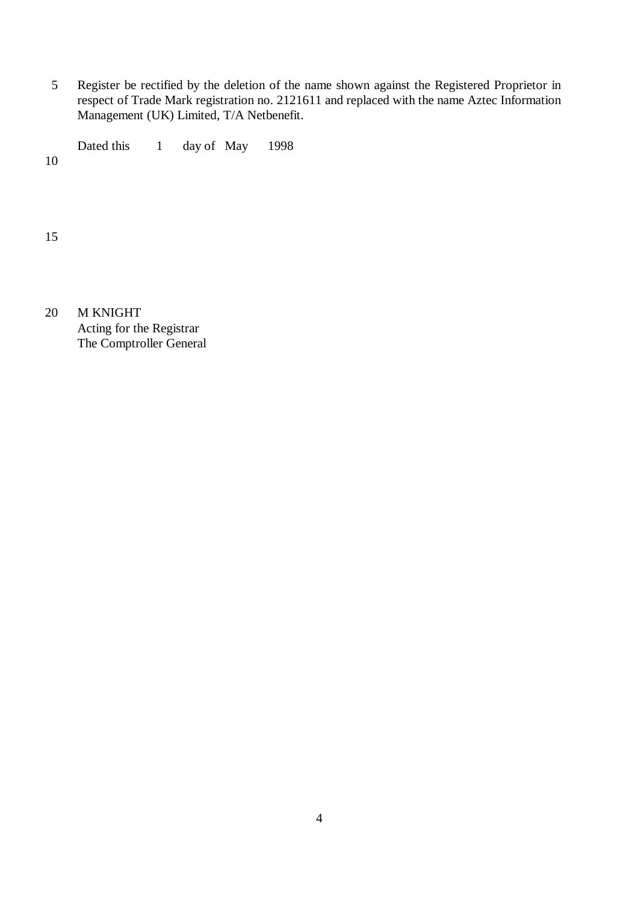Register be rectified by the deletion of the name shown against the Registered Proprietor in respect of Trade Mark registration no. 2121611 and replaced with the name Aztec Information Management (UK) Limited, T/A Netbenefit.

Dated this 1 day of May 1998

M KNIGHT
Acting for the Registrar
The Comptroller General